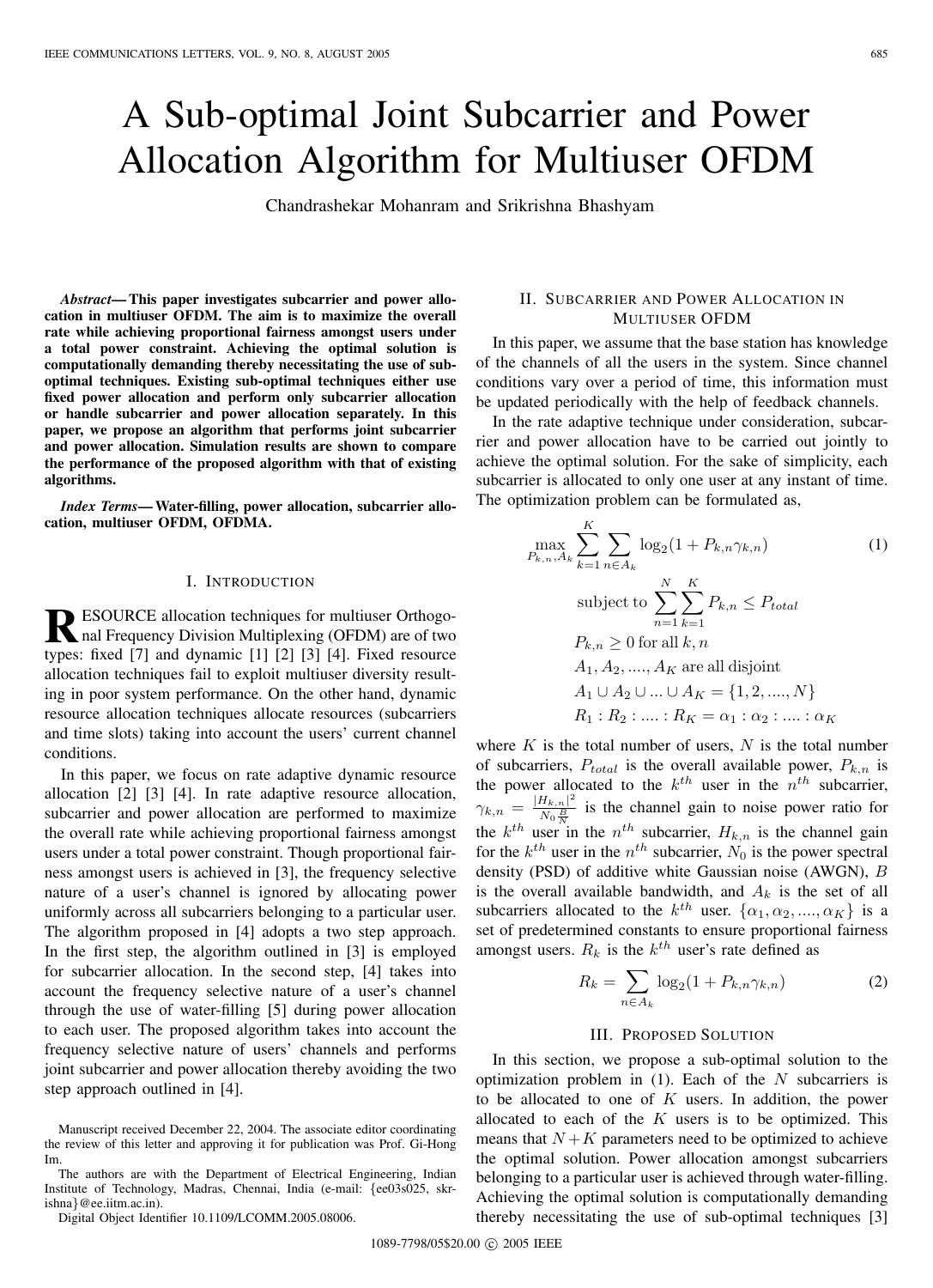# A Sub-optimal Joint Subcarrier and Power Allocation Algorithm for Multiuser OFDM

Chandrashekar Mohanram and Srikrishna Bhashyam

***Abstract*— This paper investigates subcarrier and power allocation in multiuser OFDM. The aim is to maximize the overall rate while achieving proportional fairness amongst users under a total power constraint. Achieving the optimal solution is computationally demanding thereby necessitating the use of sub-optimal techniques. Existing sub-optimal techniques either use fixed power allocation and perform only subcarrier allocation or handle subcarrier and power allocation separately. In this paper, we propose an algorithm that performs joint subcarrier and power allocation. Simulation results are shown to compare the performance of the proposed algorithm with that of existing algorithms.**

***Index Terms*— Water-filling, power allocation, subcarrier allocation, multiuser OFDM, OFDMA.**

## I. Introduction

RESOURCE allocation techniques for multiuser Orthogonal Frequency Division Multiplexing (OFDM) are of two types: fixed [7] and dynamic [1] [2] [3] [4]. Fixed resource allocation techniques fail to exploit multiuser diversity resulting in poor system performance. On the other hand, dynamic resource allocation techniques allocate resources (subcarriers and time slots) taking into account the users' current channel conditions.

In this paper, we focus on rate adaptive dynamic resource allocation [2] [3] [4]. In rate adaptive resource allocation, subcarrier and power allocation are performed to maximize the overall rate while achieving proportional fairness amongst users under a total power constraint. Though proportional fairness amongst users is achieved in [3], the frequency selective nature of a user's channel is ignored by allocating power uniformly across all subcarriers belonging to a particular user. The algorithm proposed in [4] adopts a two step approach. In the first step, the algorithm outlined in [3] is employed for subcarrier allocation. In the second step, [4] takes into account the frequency selective nature of a user's channel through the use of water-filling [5] during power allocation to each user. The proposed algorithm takes into account the frequency selective nature of users' channels and performs joint subcarrier and power allocation thereby avoiding the two step approach outlined in [4].

Manuscript received December 22, 2004. The associate editor coordinating the review of this letter and approving it for publication was Prof. Gi-Hong Im.

The authors are with the Department of Electrical Engineering, Indian Institute of Technology, Madras, Chennai, India (e-mail: {ee03s025, skrishna}@ee.iitm.ac.in).

Digital Object Identifier 10.1109/LCOMM.2005.08006.

## II. Subcarrier and Power Allocation in Multiuser OFDM

In this paper, we assume that the base station has knowledge of the channels of all the users in the system. Since channel conditions vary over a period of time, this information must be updated periodically with the help of feedback channels.

In the rate adaptive technique under consideration, subcarrier and power allocation have to be carried out jointly to achieve the optimal solution. For the sake of simplicity, each subcarrier is allocated to only one user at any instant of time. The optimization problem can be formulated as,

$$
\begin{aligned}
&\max_{P_{k,n}, A_k} \sum_{k=1}^{K} \sum_{n \in A_k} \log_2(1 + P_{k,n}\gamma_{k,n}) \qquad (1)\\
&\text{subject to } \sum_{n=1}^{N} \sum_{k=1}^{K} P_{k,n} \le P_{total}\\
&P_{k,n} \ge 0 \text{ for all } k, n\\
&A_1, A_2, ...., A_K \text{ are all disjoint}\\
&A_1 \cup A_2 \cup ... \cup A_K = \{1, 2, ...., N\}\\
&R_1 : R_2 : .... : R_K = \alpha_1 : \alpha_2 : .... : \alpha_K
\end{aligned}
$$

where $K$ is the total number of users, $N$ is the total number of subcarriers, $P_{total}$ is the overall available power, $P_{k,n}$ is the power allocated to the $k^{th}$ user in the $n^{th}$ subcarrier, $\gamma_{k,n} = \frac{|H_{k,n}|^2}{N_0 \frac{B}{N}}$ is the channel gain to noise power ratio for the $k^{th}$ user in the $n^{th}$ subcarrier, $H_{k,n}$ is the channel gain for the $k^{th}$ user in the $n^{th}$ subcarrier, $N_0$ is the power spectral density (PSD) of additive white Gaussian noise (AWGN), $B$ is the overall available bandwidth, and $A_k$ is the set of all subcarriers allocated to the $k^{th}$ user. $\{\alpha_1, \alpha_2, ...., \alpha_K\}$ is a set of predetermined constants to ensure proportional fairness amongst users. $R_k$ is the $k^{th}$ user's rate defined as

$$
R_k = \sum_{n \in A_k} \log_2(1 + P_{k,n}\gamma_{k,n}) \qquad (2)
$$

## III. Proposed Solution

In this section, we propose a sub-optimal solution to the optimization problem in (1). Each of the $N$ subcarriers is to be allocated to one of $K$ users. In addition, the power allocated to each of the $K$ users is to be optimized. This means that $N + K$ parameters need to be optimized to achieve the optimal solution. Power allocation amongst subcarriers belonging to a particular user is achieved through water-filling. Achieving the optimal solution is computationally demanding thereby necessitating the use of sub-optimal techniques [3]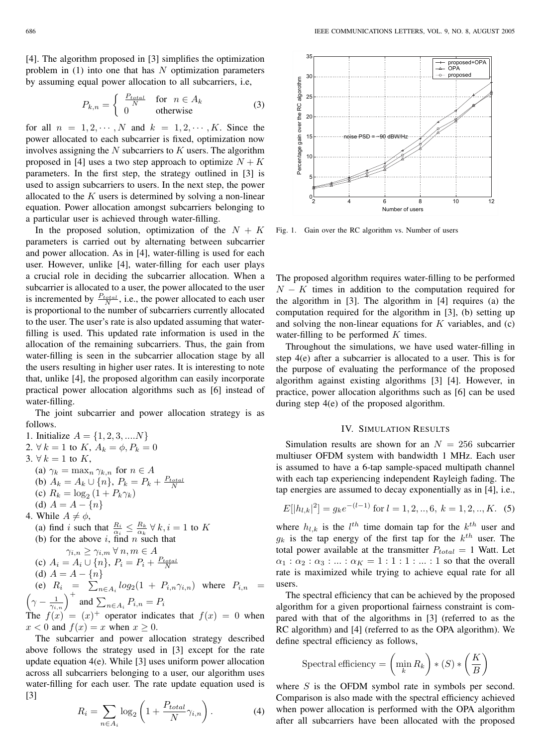[4]. The algorithm proposed in [3] simplifies the optimization problem in (1) into one that has $N$ optimization parameters by assuming equal power allocation to all subcarriers, i.e,

$$P_{k,n} = \begin{cases} \frac{P_{total}}{N} & \text{for } n \in A_k \\ 0 & \text{otherwise} \end{cases} \quad (3)$$

for all $n = 1, 2, \cdots, N$ and $k = 1, 2, \cdots, K$. Since the power allocated to each subcarrier is fixed, optimization now involves assigning the $N$ subcarriers to $K$ users. The algorithm proposed in [4] uses a two step approach to optimize $N + K$ parameters. In the first step, the strategy outlined in [3] is used to assign subcarriers to users. In the next step, the power allocated to the $K$ users is determined by solving a non-linear equation. Power allocation amongst subcarriers belonging to a particular user is achieved through water-filling.

In the proposed solution, optimization of the $N + K$ parameters is carried out by alternating between subcarrier and power allocation. As in [4], water-filling is used for each user. However, unlike [4], water-filling for each user plays a crucial role in deciding the subcarrier allocation. When a subcarrier is allocated to a user, the power allocated to the user is incremented by $\frac{P_{total}}{N}$, i.e., the power allocated to each user is proportional to the number of subcarriers currently allocated to the user. The user's rate is also updated assuming that water-filling is used. This updated rate information is used in the allocation of the remaining subcarriers. Thus, the gain from water-filling is seen in the subcarrier allocation stage by all the users resulting in higher user rates. It is interesting to note that, unlike [4], the proposed algorithm can easily incorporate practical power allocation algorithms such as [6] instead of water-filling.

The joint subcarrier and power allocation strategy is as follows.

1. Initialize $A = \{1, 2, 3, ....N\}$
2. $\forall\, k = 1$ to $K$, $A_k = \phi, P_k = 0$
3. $\forall\, k = 1$ to $K$,
   (a) $\gamma_k = \max_n \gamma_{k,n}$ for $n \in A$
   (b) $A_k = A_k \cup \{n\}$, $P_k = P_k + \frac{P_{total}}{N}$
   (c) $R_k = \log_2(1 + P_k \gamma_k)$
   (d) $A = A - \{n\}$
4. While $A \neq \phi$,
   (a) find $i$ such that $\frac{R_i}{\alpha_i} \leq \frac{R_k}{\alpha_k}\, \forall\, k, i = 1$ to $K$
   (b) for the above $i$, find $n$ such that
   $\gamma_{i,n} \geq \gamma_{i,m}\, \forall\, n, m \in A$
   (c) $A_i = A_i \cup \{n\}$, $P_i = P_i + \frac{P_{total}}{N}$
   (d) $A = A - \{n\}$
   (e) $R_i = \sum_{n \in A_i} log_2(1 + P_{i,n}\gamma_{i,n})$ where $P_{i,n} = \left(\gamma - \frac{1}{\gamma_{i,n}}\right)^+$ and $\sum_{n \in A_i} P_{i,n} = P_i$

The $f(x) = (x)^+$ operator indicates that $f(x) = 0$ when $x < 0$ and $f(x) = x$ when $x \geq 0$.

The subcarrier and power allocation strategy described above follows the strategy used in [3] except for the rate update equation 4(e). While [3] uses uniform power allocation across all subcarriers belonging to a user, our algorithm uses water-filling for each user. The rate update equation used is [3]

$$R_i = \sum_{n \in A_i} \log_2\left(1 + \frac{P_{total}}{N}\gamma_{i,n}\right). \quad (4)$$

Fig. 1. Gain over the RC algorithm vs. Number of users

The proposed algorithm requires water-filling to be performed $N - K$ times in addition to the computation required for the algorithm in [3]. The algorithm in [4] requires (a) the computation required for the algorithm in [3], (b) setting up and solving the non-linear equations for $K$ variables, and (c) water-filling to be performed $K$ times.

Throughout the simulations, we have used water-filling in step 4(e) after a subcarrier is allocated to a user. This is for the purpose of evaluating the performance of the proposed algorithm against existing algorithms [3] [4]. However, in practice, power allocation algorithms such as [6] can be used during step 4(e) of the proposed algorithm.

## IV. Simulation Results

Simulation results are shown for an $N = 256$ subcarrier multiuser OFDM system with bandwidth 1 MHz. Each user is assumed to have a 6-tap sample-spaced multipath channel with each tap experiencing independent Rayleigh fading. The tap energies are assumed to decay exponentially as in [4], i.e.,

$$E[|h_{l,k}|^2] = g_k e^{-(l-1)} \text{ for } l = 1, 2, .., 6,\ k = 1, 2, .., K. \quad (5)$$

where $h_{l,k}$ is the $l^{th}$ time domain tap for the $k^{th}$ user and $g_k$ is the tap energy of the first tap for the $k^{th}$ user. The total power available at the transmitter $P_{total} = 1$ Watt. Let $\alpha_1 : \alpha_2 : \alpha_3 : ... : \alpha_K = 1 : 1 : 1 : ... : 1$ so that the overall rate is maximized while trying to achieve equal rate for all users.

The spectral efficiency that can be achieved by the proposed algorithm for a given proportional fairness constraint is compared with that of the algorithms in [3] (referred to as the RC algorithm) and [4] (referred to as the OPA algorithm). We define spectral efficiency as follows,

$$\text{Spectral efficiency} = \left(\min_k R_k\right) * (S) * \left(\frac{K}{B}\right)$$

where $S$ is the OFDM symbol rate in symbols per second. Comparison is also made with the spectral efficiency achieved when power allocation is performed with the OPA algorithm after all subcarriers have been allocated with the proposed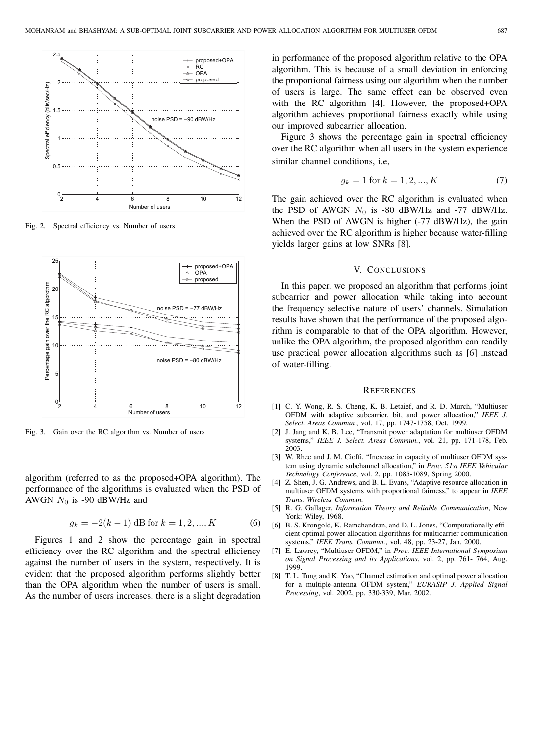2.5
proposed+OPA
RC
OPA
proposed
Spectral efficiency (bits/sec/Hz)
noise PSD = −90 dBW/Hz
Number of users
0
0.5
1
1.5
2
2
4
6
8
10
12

Fig. 2. Spectral efficiency vs. Number of users

25
proposed+OPA
OPA
proposed
Percentage gain over the RC algorothm
noise PSD = −77 dBW/Hz
noise PSD = −80 dBW/Hz
Number of users
0
5
10
15
20
2
4
6
8
10
12

Fig. 3. Gain over the RC algorithm vs. Number of users

algorithm (referred to as the proposed+OPA algorithm). The performance of the algorithms is evaluated when the PSD of AWGN $N_0$ is -90 dBW/Hz and

$$g_k = -2(k-1) \text{ dB for } k = 1, 2, ..., K \tag{6}$$

Figures 1 and 2 show the percentage gain in spectral efficiency over the RC algorithm and the spectral efficiency against the number of users in the system, respectively. It is evident that the proposed algorithm performs slightly better than the OPA algorithm when the number of users is small. As the number of users increases, there is a slight degradation in performance of the proposed algorithm relative to the OPA algorithm. This is because of a small deviation in enforcing the proportional fairness using our algorithm when the number of users is large. The same effect can be observed even with the RC algorithm [4]. However, the proposed+OPA algorithm achieves proportional fairness exactly while using our improved subcarrier allocation.

Figure 3 shows the percentage gain in spectral efficiency over the RC algorithm when all users in the system experience similar channel conditions, i.e,

$$g_k = 1 \text{ for } k = 1, 2, ..., K \tag{7}$$

The gain achieved over the RC algorithm is evaluated when the PSD of AWGN $N_0$ is -80 dBW/Hz and -77 dBW/Hz. When the PSD of AWGN is higher (-77 dBW/Hz), the gain achieved over the RC algorithm is higher because water-filling yields larger gains at low SNRs [8].

## V. Conclusions

In this paper, we proposed an algorithm that performs joint subcarrier and power allocation while taking into account the frequency selective nature of users' channels. Simulation results have shown that the performance of the proposed algorithm is comparable to that of the OPA algorithm. However, unlike the OPA algorithm, the proposed algorithm can readily use practical power allocation algorithms such as [6] instead of water-filling.

## References

[1] C. Y. Wong, R. S. Cheng, K. B. Letaief, and R. D. Murch, "Multiuser OFDM with adaptive subcarrier, bit, and power allocation," *IEEE J. Select. Areas Commun.*, vol. 17, pp. 1747-1758, Oct. 1999.

[2] J. Jang and K. B. Lee, "Transmit power adaptation for multiuser OFDM systems," *IEEE J. Select. Areas Commun.*, vol. 21, pp. 171-178, Feb. 2003.

[3] W. Rhee and J. M. Cioffi, "Increase in capacity of multiuser OFDM system using dynamic subchannel allocation," in *Proc. 51st IEEE Vehicular Technology Conference*, vol. 2, pp. 1085-1089, Spring 2000.

[4] Z. Shen, J. G. Andrews, and B. L. Evans, "Adaptive resource allocation in multiuser OFDM systems with proportional fairness," to appear in *IEEE Trans. Wireless Commun.*

[5] R. G. Gallager, *Information Theory and Reliable Communication*, New York: Wiley, 1968.

[6] B. S. Krongold, K. Ramchandran, and D. L. Jones, "Computationally efficient optimal power allocation algorithms for multicarrier communication systems," *IEEE Trans. Commun.*, vol. 48, pp. 23-27, Jan. 2000.

[7] E. Lawrey, "Multiuser OFDM," in *Proc. IEEE International Symposium on Signal Processing and its Applications*, vol. 2, pp. 761- 764, Aug. 1999.

[8] T. L. Tung and K. Yao, "Channel estimation and optimal power allocation for a multiple-antenna OFDM system," *EURASIP J. Applied Signal Processing*, vol. 2002, pp. 330-339, Mar. 2002.